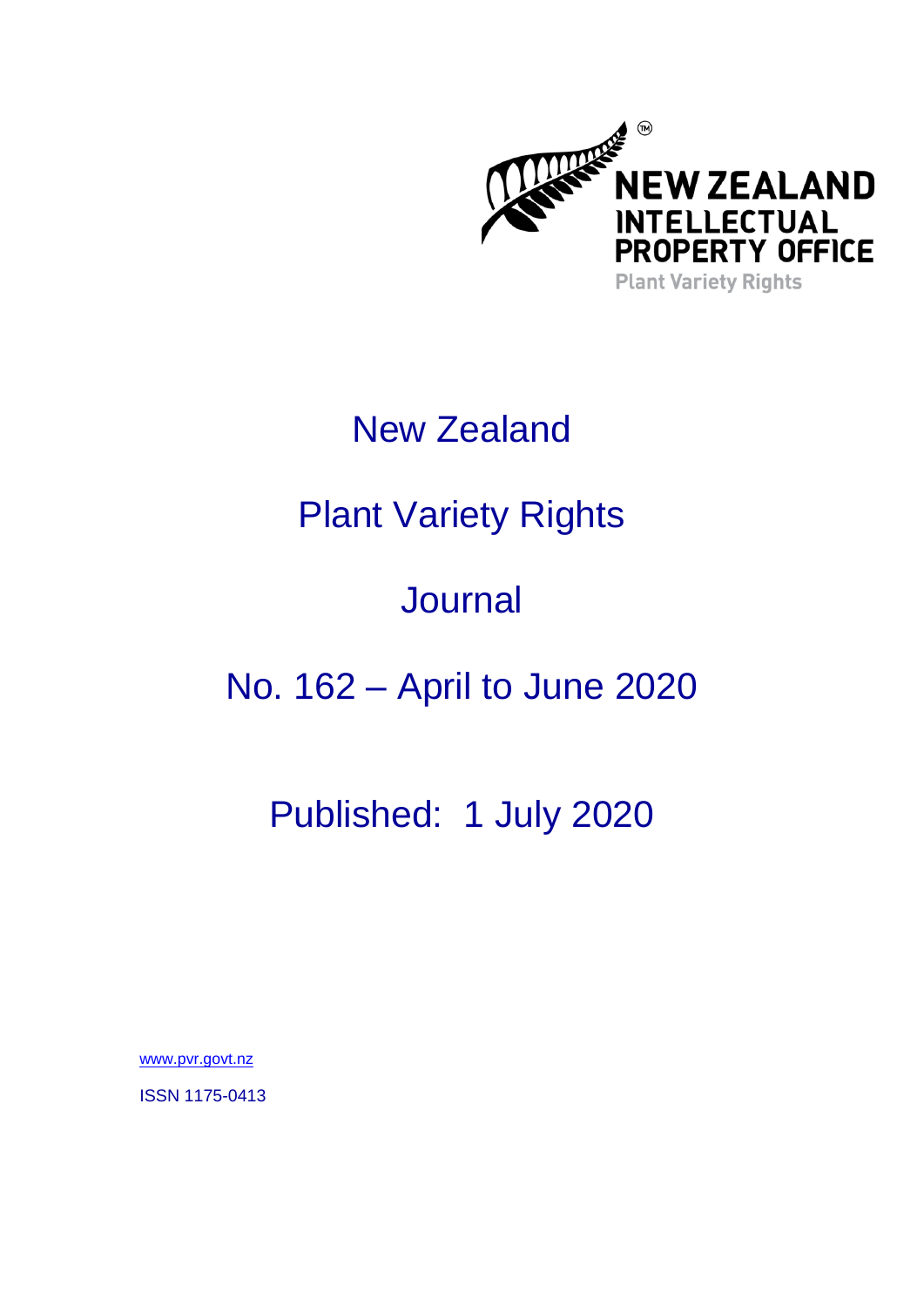NEW ZEALAND INTELLECTUAL PROPERTY OFFICE

Plant Variety Rights

# New Zealand

# Plant Variety Rights

# Journal

# No. 162 – April to June 2020

## Published: 1 July 2020

www.pvr.govt.nz

ISSN 1175-0413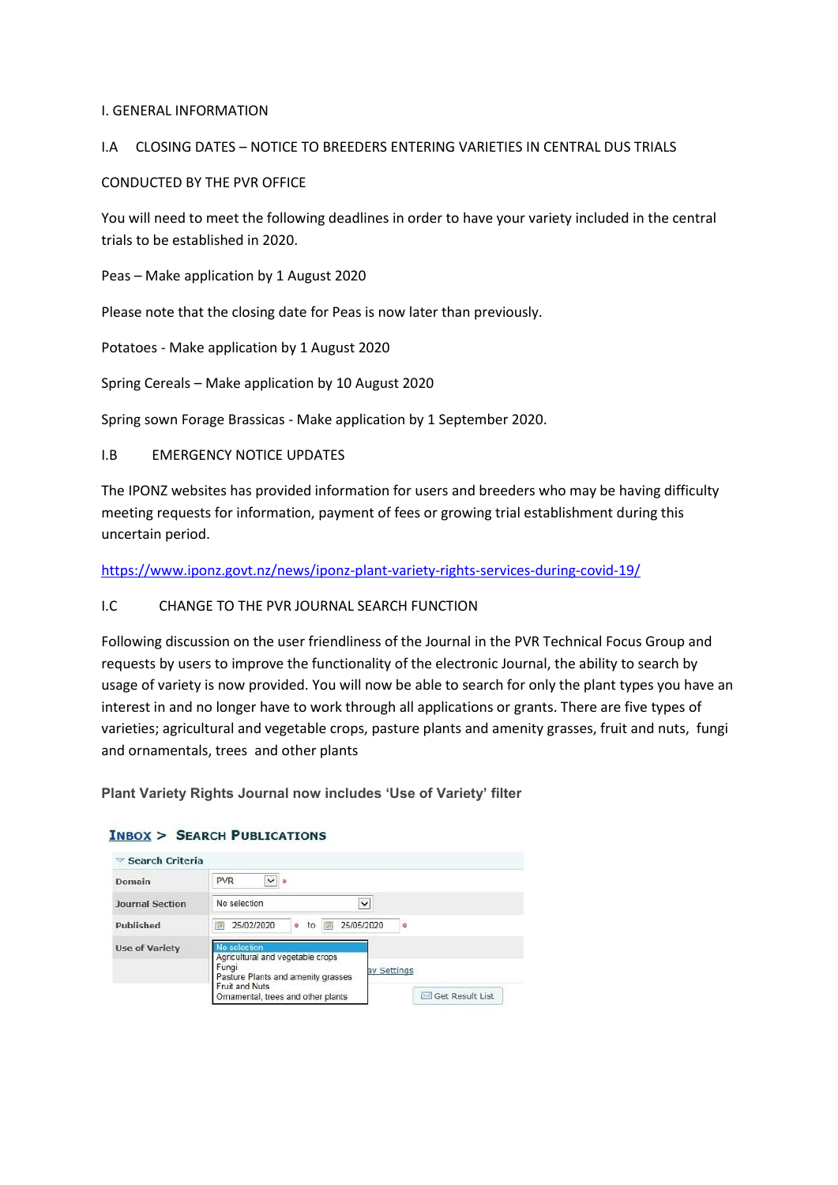# I. GENERAL INFORMATION

## I.A CLOSING DATES – NOTICE TO BREEDERS ENTERING VARIETIES IN CENTRAL DUS TRIALS CONDUCTED BY THE PVR OFFICE

You will need to meet the following deadlines in order to have your variety included in the central trials to be established in 2020.

Peas – Make application by 1 August 2020

Please note that the closing date for Peas is now later than previously.

Potatoes - Make application by 1 August 2020

Spring Cereals – Make application by 10 August 2020

Spring sown Forage Brassicas - Make application by 1 September 2020.

## I.B EMERGENCY NOTICE UPDATES

The IPONZ websites has provided information for users and breeders who may be having difficulty meeting requests for information, payment of fees or growing trial establishment during this uncertain period.

https://www.iponz.govt.nz/news/iponz-plant-variety-rights-services-during-covid-19/

## I.C CHANGE TO THE PVR JOURNAL SEARCH FUNCTION

Following discussion on the user friendliness of the Journal in the PVR Technical Focus Group and requests by users to improve the functionality of the electronic Journal, the ability to search by usage of variety is now provided. You will now be able to search for only the plant types you have an interest in and no longer have to work through all applications or grants. There are five types of varieties; agricultural and vegetable crops, pasture plants and amenity grasses, fruit and nuts, fungi and ornamentals, trees and other plants

**Plant Variety Rights Journal now includes 'Use of Variety' filter**

INBOX > SEARCH PUBLICATIONS

Search Criteria

| | |
|---|---|
| Domain | PVR |
| Journal Section | No selection |
| Published | 25/02/2020 to 25/05/2020 |
| Use of Variety | No selection<br>Agricultural and vegetable crops<br>Fungi<br>Pasture Plants and amenity grasses<br>Fruit and Nuts<br>Ornamental, trees and other plants |

Get Result List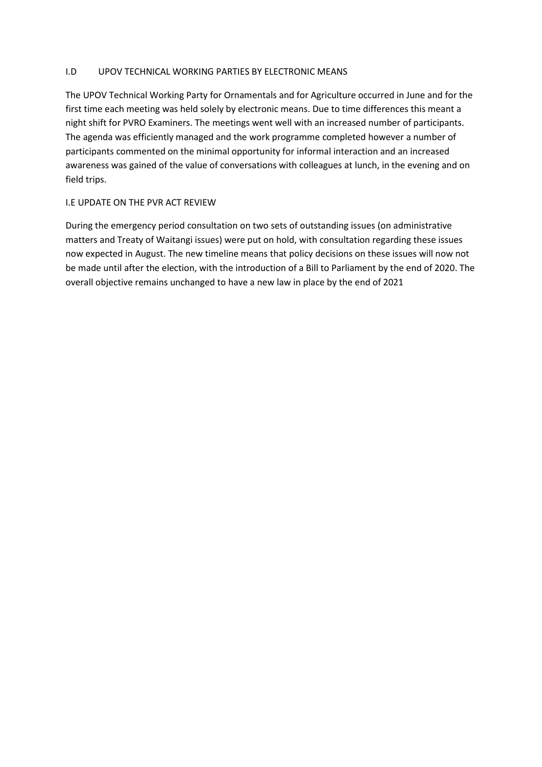## I.D UPOV TECHNICAL WORKING PARTIES BY ELECTRONIC MEANS

The UPOV Technical Working Party for Ornamentals and for Agriculture occurred in June and for the first time each meeting was held solely by electronic means. Due to time differences this meant a night shift for PVRO Examiners. The meetings went well with an increased number of participants. The agenda was efficiently managed and the work programme completed however a number of participants commented on the minimal opportunity for informal interaction and an increased awareness was gained of the value of conversations with colleagues at lunch, in the evening and on field trips.

## I.E UPDATE ON THE PVR ACT REVIEW

During the emergency period consultation on two sets of outstanding issues (on administrative matters and Treaty of Waitangi issues) were put on hold, with consultation regarding these issues now expected in August. The new timeline means that policy decisions on these issues will now not be made until after the election, with the introduction of a Bill to Parliament by the end of 2020. The overall objective remains unchanged to have a new law in place by the end of 2021